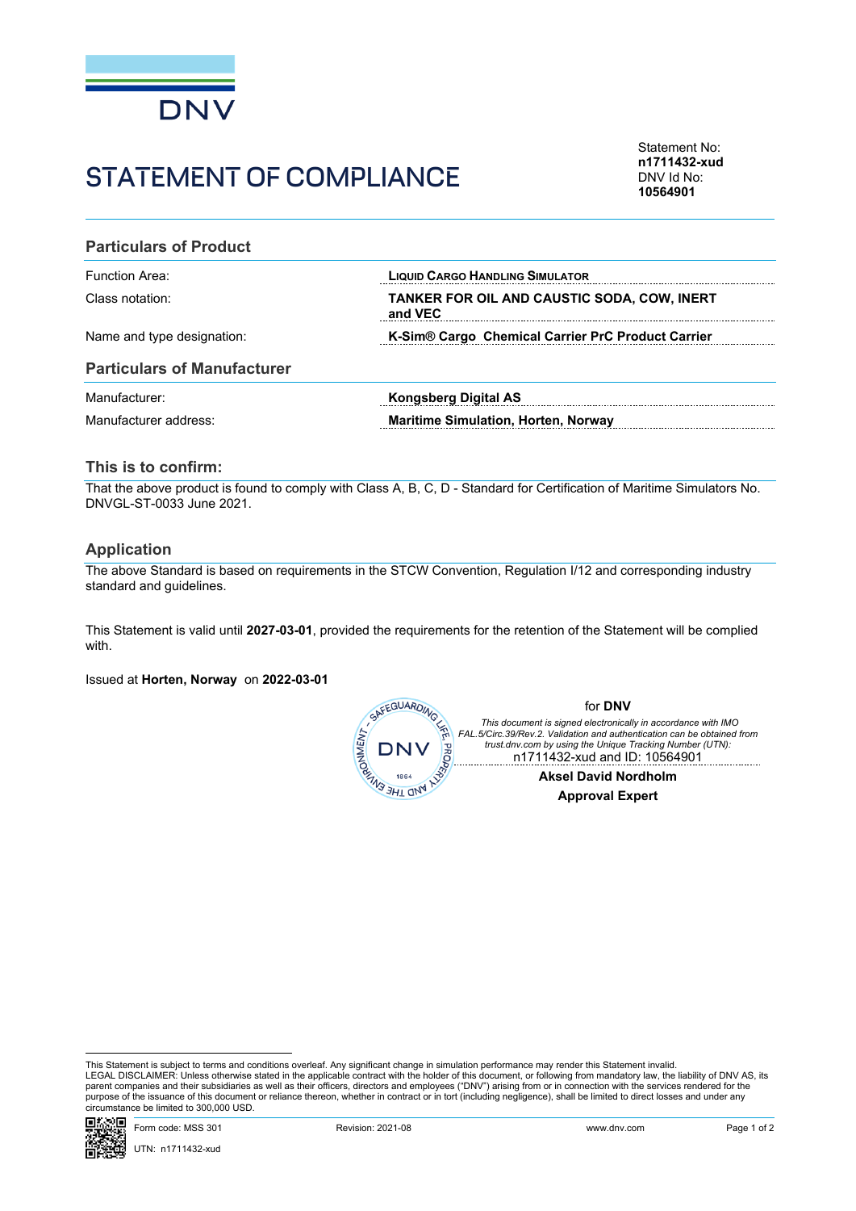DNV

# STATEMENT OF COMPLIANCE

Statement No:
**n1711432-xud**
DNV Id No:
**10564901**

## Particulars of Product

| | |
|---|---|
| Function Area: | **LIQUID CARGO HANDLING SIMULATOR** |
| Class notation: | **TANKER FOR OIL AND CAUSTIC SODA, COW, INERT and VEC** |
| Name and type designation: | **K-Sim® Cargo Chemical Carrier PrC Product Carrier** |

## Particulars of Manufacturer

| | |
|---|---|
| Manufacturer: | **Kongsberg Digital AS** |
| Manufacturer address: | **Maritime Simulation, Horten, Norway** |

## This is to confirm:

That the above product is found to comply with Class A, B, C, D - Standard for Certification of Maritime Simulators No. DNVGL-ST-0033 June 2021.

## Application

The above Standard is based on requirements in the STCW Convention, Regulation I/12 and corresponding industry standard and guidelines.

This Statement is valid until **2027-03-01**, provided the requirements for the retention of the Statement will be complied with.

Issued at **Horten, Norway** on **2022-03-01**

for **DNV**

*This document is signed electronically in accordance with IMO FAL.5/Circ.39/Rev.2. Validation and authentication can be obtained from trust.dnv.com by using the Unique Tracking Number (UTN):*
n1711432-xud and ID: 10564901

**Aksel David Nordholm**
**Approval Expert**

This Statement is subject to terms and conditions overleaf. Any significant change in simulation performance may render this Statement invalid.
LEGAL DISCLAIMER: Unless otherwise stated in the applicable contract with the holder of this document, or following from mandatory law, the liability of DNV AS, its parent companies and their subsidiaries as well as their officers, directors and employees ("DNV") arising from or in connection with the services rendered for the purpose of the issuance of this document or reliance thereon, whether in contract or in tort (including negligence), shall be limited to direct losses and under any circumstance be limited to 300,000 USD.

Form code: MSS 301 Revision: 2021-08 www.dnv.com
UTN: n1711432-xud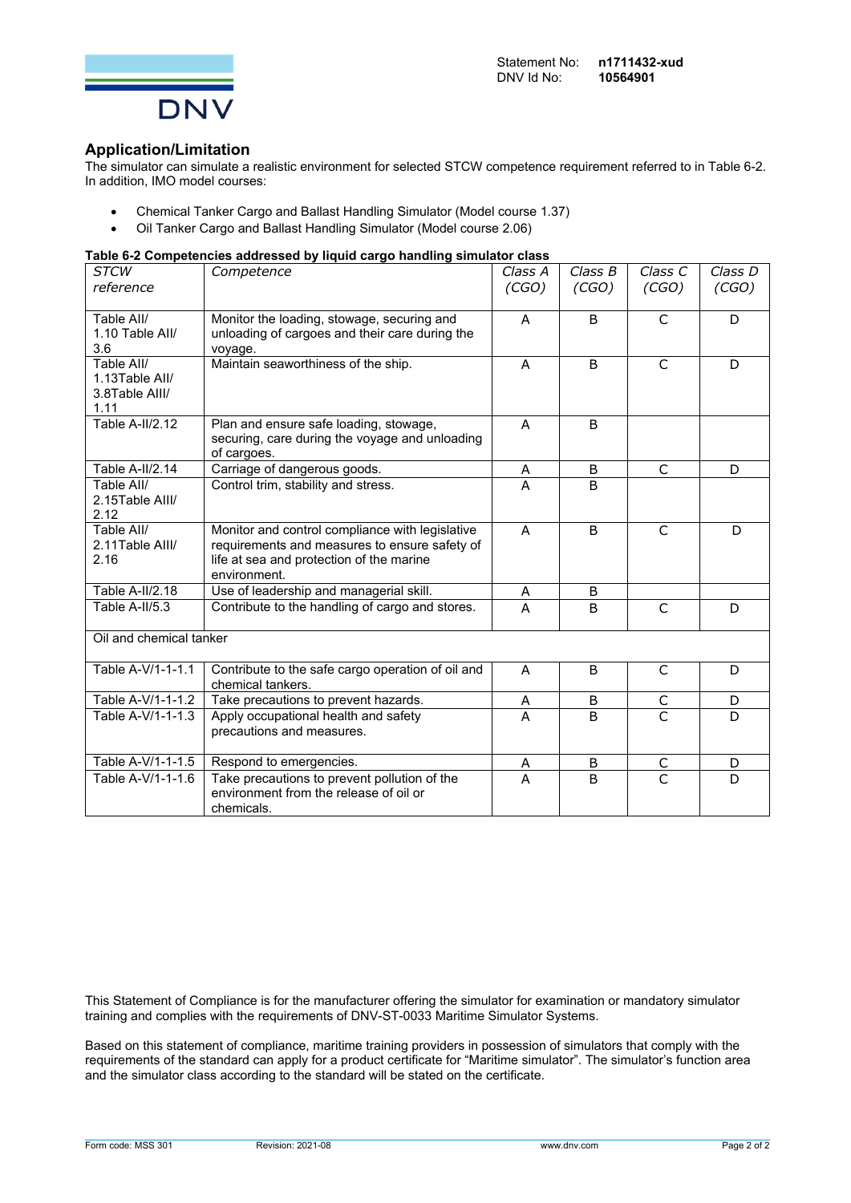Statement No: **n1711432-xud**
DNV Id No: **10564901**

## Application/Limitation

The simulator can simulate a realistic environment for selected STCW competence requirement referred to in Table 6-2. In addition, IMO model courses:

- Chemical Tanker Cargo and Ballast Handling Simulator (Model course 1.37)
- Oil Tanker Cargo and Ballast Handling Simulator (Model course 2.06)

**Table 6-2 Competencies addressed by liquid cargo handling simulator class**

| *STCW reference* | *Competence* | *Class A (CGO)* | *Class B (CGO)* | *Class C (CGO)* | *Class D (CGO)* |
|---|---|---|---|---|---|
| Table AII/ 1.10 Table AII/ 3.6 | Monitor the loading, stowage, securing and unloading of cargoes and their care during the voyage. | A | B | C | D |
| Table AII/ 1.13Table AII/ 3.8Table AIII/ 1.11 | Maintain seaworthiness of the ship. | A | B | C | D |
| Table A-II/2.12 | Plan and ensure safe loading, stowage, securing, care during the voyage and unloading of cargoes. | A | B | | |
| Table A-II/2.14 | Carriage of dangerous goods. | A | B | C | D |
| Table AII/ 2.15Table AIII/ 2.12 | Control trim, stability and stress. | A | B | | |
| Table AII/ 2.11Table AIII/ 2.16 | Monitor and control compliance with legislative requirements and measures to ensure safety of life at sea and protection of the marine environment. | A | B | C | D |
| Table A-II/2.18 | Use of leadership and managerial skill. | A | B | | |
| Table A-II/5.3 | Contribute to the handling of cargo and stores. | A | B | C | D |
| Oil and chemical tanker | | | | | |
| Table A-V/1-1-1.1 | Contribute to the safe cargo operation of oil and chemical tankers. | A | B | C | D |
| Table A-V/1-1-1.2 | Take precautions to prevent hazards. | A | B | C | D |
| Table A-V/1-1-1.3 | Apply occupational health and safety precautions and measures. | A | B | C | D |
| Table A-V/1-1-1.5 | Respond to emergencies. | A | B | C | D |
| Table A-V/1-1-1.6 | Take precautions to prevent pollution of the environment from the release of oil or chemicals. | A | B | C | D |

This Statement of Compliance is for the manufacturer offering the simulator for examination or mandatory simulator training and complies with the requirements of DNV-ST-0033 Maritime Simulator Systems.

Based on this statement of compliance, maritime training providers in possession of simulators that comply with the requirements of the standard can apply for a product certificate for "Maritime simulator". The simulator's function area and the simulator class according to the standard will be stated on the certificate.

Form code: MSS 301 Revision: 2021-08 www.dnv.com